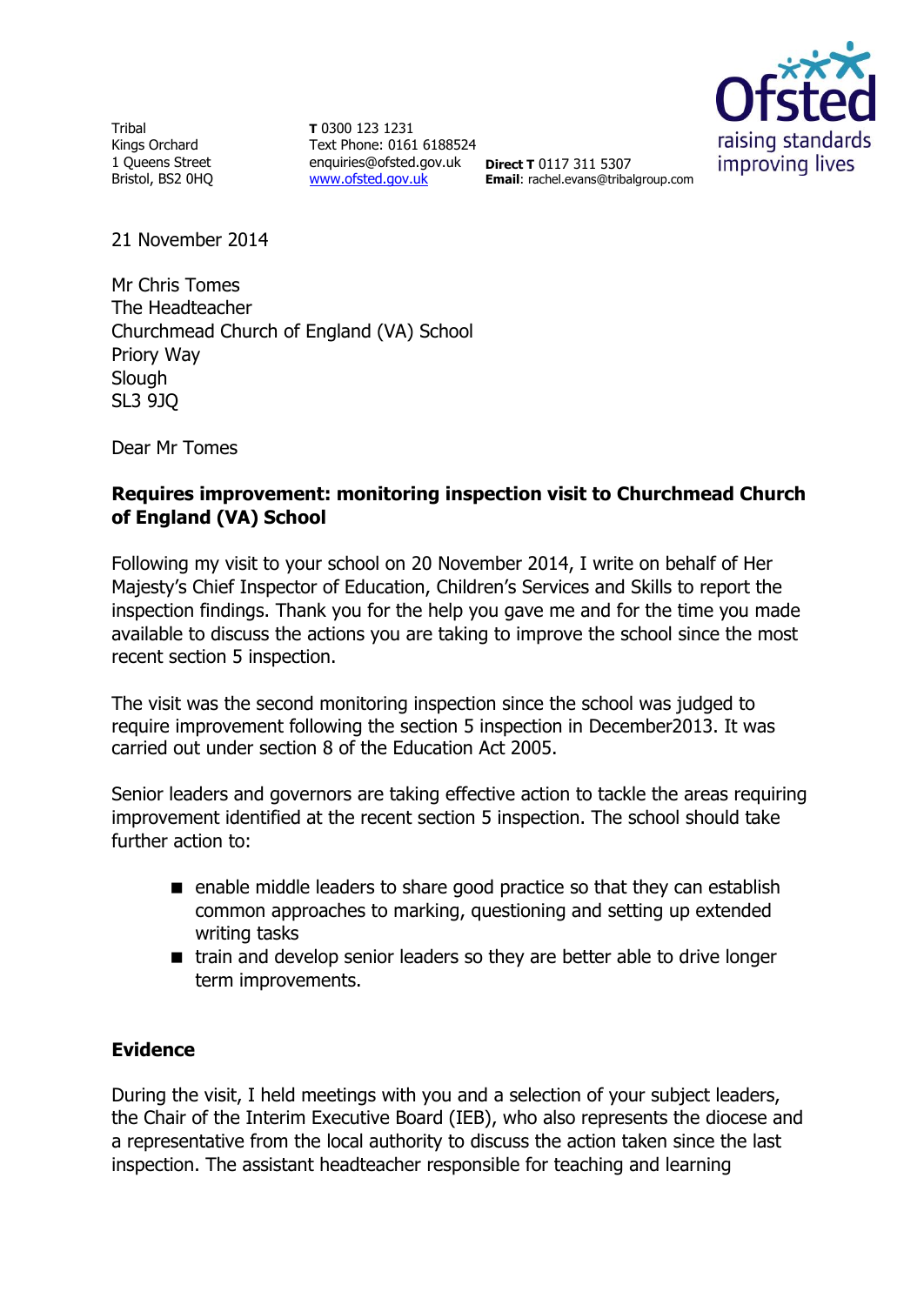Tribal
Kings Orchard
1 Queens Street
Bristol, BS2 0HQ

**T** 0300 123 1231
Text Phone: 0161 6188524
enquiries@ofsted.gov.uk
www.ofsted.gov.uk

**Direct T** 0117 311 5307
**Email**: rachel.evans@tribalgroup.com

21 November 2014

Mr Chris Tomes
The Headteacher
Churchmead Church of England (VA) School
Priory Way
Slough
SL3 9JQ

Dear Mr Tomes

**Requires improvement: monitoring inspection visit to Churchmead Church of England (VA) School**

Following my visit to your school on 20 November 2014, I write on behalf of Her Majesty's Chief Inspector of Education, Children's Services and Skills to report the inspection findings. Thank you for the help you gave me and for the time you made available to discuss the actions you are taking to improve the school since the most recent section 5 inspection.

The visit was the second monitoring inspection since the school was judged to require improvement following the section 5 inspection in December2013. It was carried out under section 8 of the Education Act 2005.

Senior leaders and governors are taking effective action to tackle the areas requiring improvement identified at the recent section 5 inspection. The school should take further action to:

- enable middle leaders to share good practice so that they can establish common approaches to marking, questioning and setting up extended writing tasks
- train and develop senior leaders so they are better able to drive longer term improvements.

## Evidence

During the visit, I held meetings with you and a selection of your subject leaders, the Chair of the Interim Executive Board (IEB), who also represents the diocese and a representative from the local authority to discuss the action taken since the last inspection. The assistant headteacher responsible for teaching and learning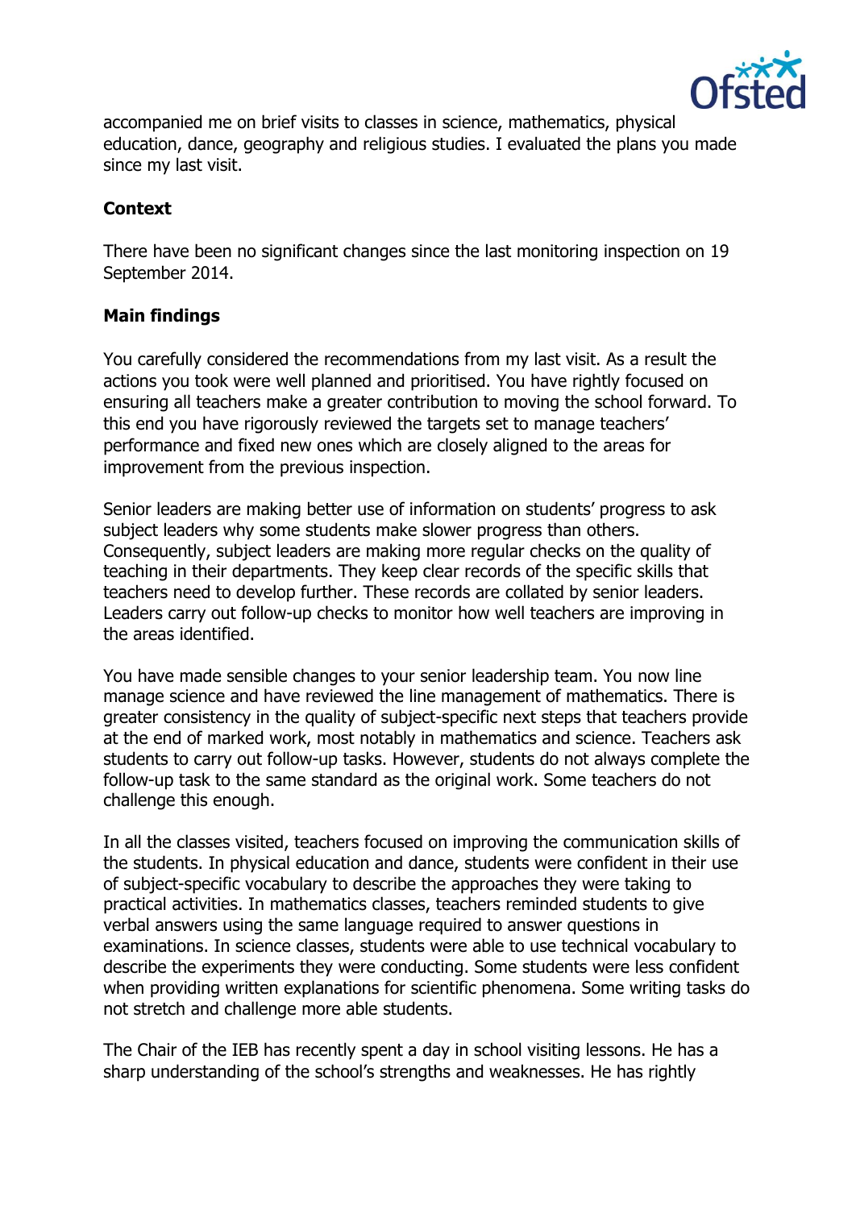accompanied me on brief visits to classes in science, mathematics, physical education, dance, geography and religious studies. I evaluated the plans you made since my last visit.

**Context**

There have been no significant changes since the last monitoring inspection on 19 September 2014.

**Main findings**

You carefully considered the recommendations from my last visit. As a result the actions you took were well planned and prioritised. You have rightly focused on ensuring all teachers make a greater contribution to moving the school forward. To this end you have rigorously reviewed the targets set to manage teachers' performance and fixed new ones which are closely aligned to the areas for improvement from the previous inspection.

Senior leaders are making better use of information on students' progress to ask subject leaders why some students make slower progress than others. Consequently, subject leaders are making more regular checks on the quality of teaching in their departments. They keep clear records of the specific skills that teachers need to develop further. These records are collated by senior leaders. Leaders carry out follow-up checks to monitor how well teachers are improving in the areas identified.

You have made sensible changes to your senior leadership team. You now line manage science and have reviewed the line management of mathematics. There is greater consistency in the quality of subject-specific next steps that teachers provide at the end of marked work, most notably in mathematics and science. Teachers ask students to carry out follow-up tasks. However, students do not always complete the follow-up task to the same standard as the original work. Some teachers do not challenge this enough.

In all the classes visited, teachers focused on improving the communication skills of the students. In physical education and dance, students were confident in their use of subject-specific vocabulary to describe the approaches they were taking to practical activities. In mathematics classes, teachers reminded students to give verbal answers using the same language required to answer questions in examinations. In science classes, students were able to use technical vocabulary to describe the experiments they were conducting. Some students were less confident when providing written explanations for scientific phenomena. Some writing tasks do not stretch and challenge more able students.

The Chair of the IEB has recently spent a day in school visiting lessons. He has a sharp understanding of the school's strengths and weaknesses. He has rightly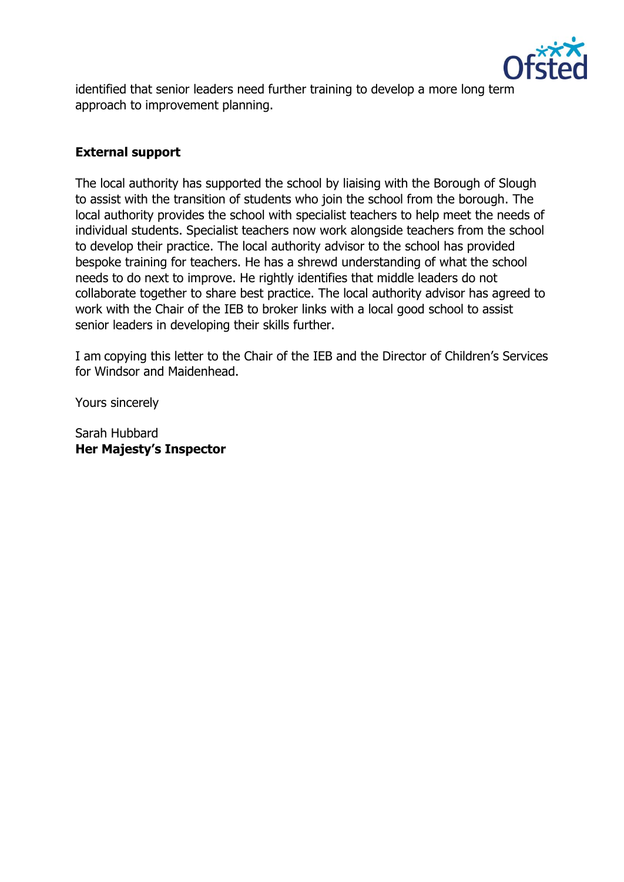identified that senior leaders need further training to develop a more long term approach to improvement planning.

**External support**

The local authority has supported the school by liaising with the Borough of Slough to assist with the transition of students who join the school from the borough. The local authority provides the school with specialist teachers to help meet the needs of individual students. Specialist teachers now work alongside teachers from the school to develop their practice. The local authority advisor to the school has provided bespoke training for teachers. He has a shrewd understanding of what the school needs to do next to improve. He rightly identifies that middle leaders do not collaborate together to share best practice. The local authority advisor has agreed to work with the Chair of the IEB to broker links with a local good school to assist senior leaders in developing their skills further.

I am copying this letter to the Chair of the IEB and the Director of Children's Services for Windsor and Maidenhead.

Yours sincerely

Sarah Hubbard
**Her Majesty's Inspector**